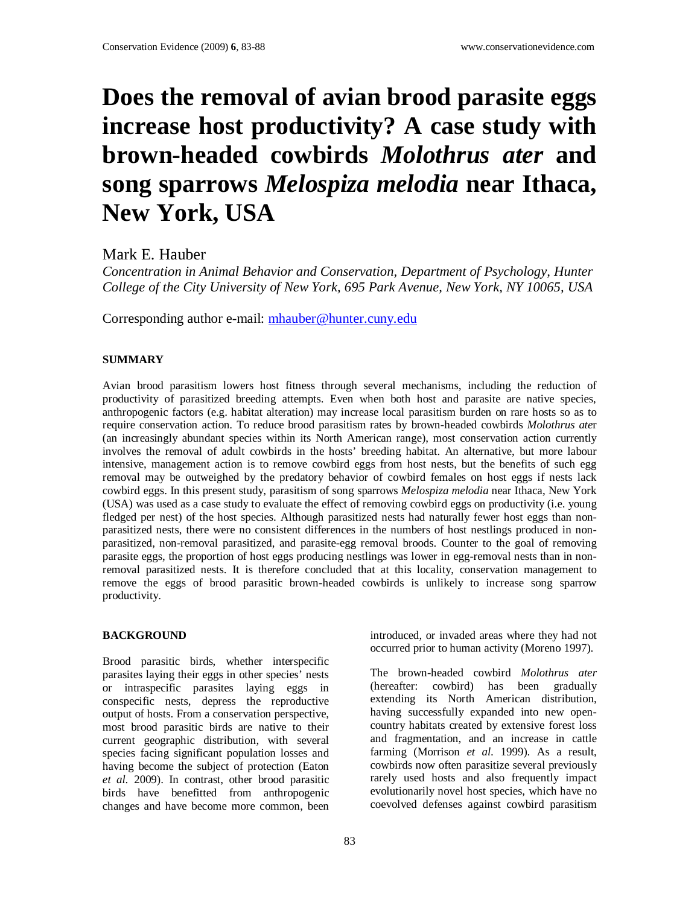# Does the removal of avian brood parasite eggs increase host productivity? A case study with brown-headed cowbirds *Molothrus ater* and song sparrows *Melospiza melodia* near Ithaca, New York, USA

Mark E. Hauber

*Concentration in Animal Behavior and Conservation, Department of Psychology, Hunter College of the City University of New York, 695 Park Avenue, New York, NY 10065, USA*

Corresponding author e-mail: mhauber@hunter.cuny.edu

## SUMMARY

Avian brood parasitism lowers host fitness through several mechanisms, including the reduction of productivity of parasitized breeding attempts. Even when both host and parasite are native species, anthropogenic factors (e.g. habitat alteration) may increase local parasitism burden on rare hosts so as to require conservation action. To reduce brood parasitism rates by brown-headed cowbirds *Molothrus ater* (an increasingly abundant species within its North American range), most conservation action currently involves the removal of adult cowbirds in the hosts' breeding habitat. An alternative, but more labour intensive, management action is to remove cowbird eggs from host nests, but the benefits of such egg removal may be outweighed by the predatory behavior of cowbird females on host eggs if nests lack cowbird eggs. In this present study, parasitism of song sparrows *Melospiza melodia* near Ithaca, New York (USA) was used as a case study to evaluate the effect of removing cowbird eggs on productivity (i.e. young fledged per nest) of the host species. Although parasitized nests had naturally fewer host eggs than non-parasitized nests, there were no consistent differences in the numbers of host nestlings produced in non-parasitized, non-removal parasitized, and parasite-egg removal broods. Counter to the goal of removing parasite eggs, the proportion of host eggs producing nestlings was lower in egg-removal nests than in non-removal parasitized nests. It is therefore concluded that at this locality, conservation management to remove the eggs of brood parasitic brown-headed cowbirds is unlikely to increase song sparrow productivity.

## BACKGROUND

Brood parasitic birds, whether interspecific parasites laying their eggs in other species' nests or intraspecific parasites laying eggs in conspecific nests, depress the reproductive output of hosts. From a conservation perspective, most brood parasitic birds are native to their current geographic distribution, with several species facing significant population losses and having become the subject of protection (Eaton *et al.* 2009). In contrast, other brood parasitic birds have benefitted from anthropogenic changes and have become more common, been introduced, or invaded areas where they had not occurred prior to human activity (Moreno 1997).

The brown-headed cowbird *Molothrus ater* (hereafter: cowbird) has been gradually extending its North American distribution, having successfully expanded into new open-country habitats created by extensive forest loss and fragmentation, and an increase in cattle farming (Morrison *et al.* 1999). As a result, cowbirds now often parasitize several previously rarely used hosts and also frequently impact evolutionarily novel host species, which have no coevolved defenses against cowbird parasitism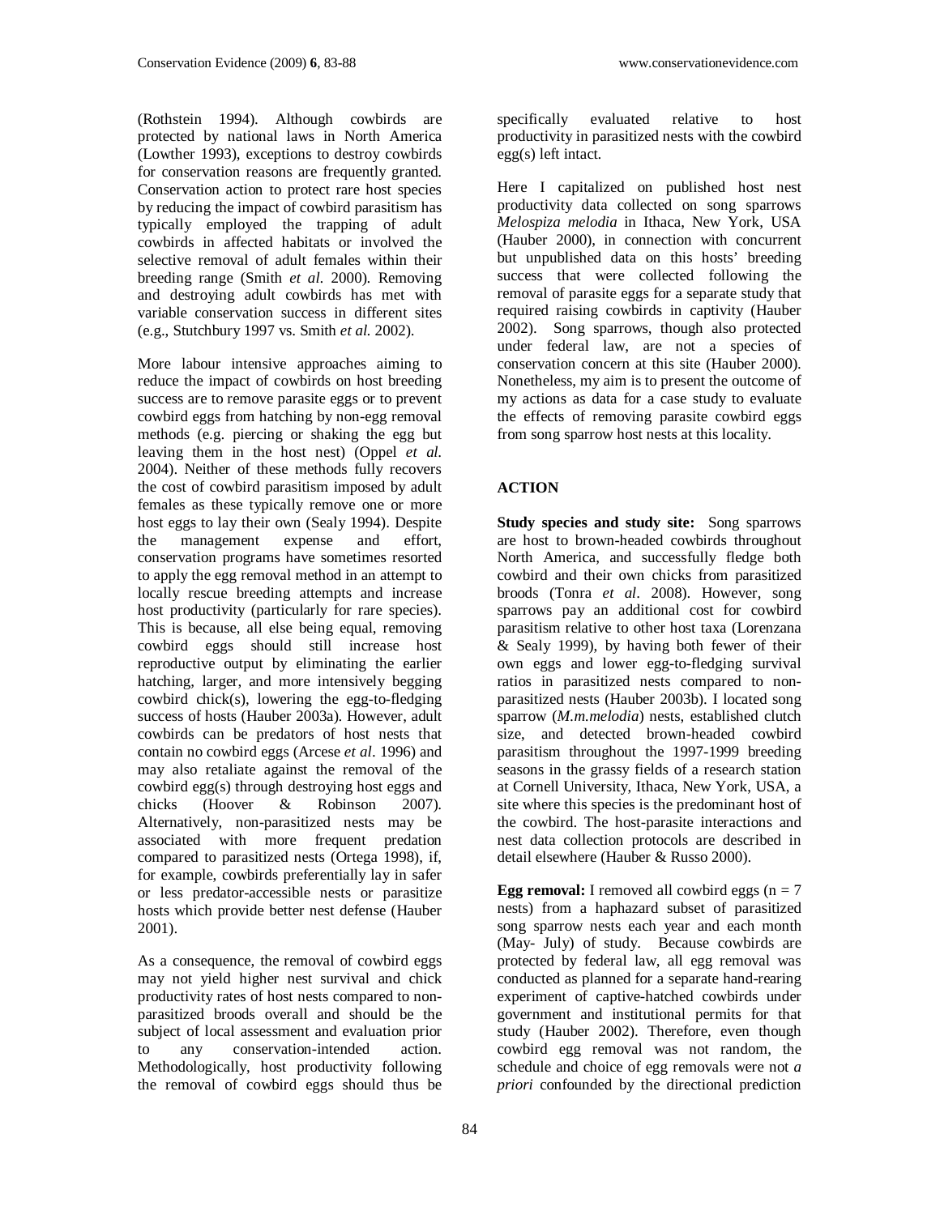(Rothstein 1994). Although cowbirds are protected by national laws in North America (Lowther 1993), exceptions to destroy cowbirds for conservation reasons are frequently granted. Conservation action to protect rare host species by reducing the impact of cowbird parasitism has typically employed the trapping of adult cowbirds in affected habitats or involved the selective removal of adult females within their breeding range (Smith *et al.* 2000). Removing and destroying adult cowbirds has met with variable conservation success in different sites (e.g., Stutchbury 1997 vs. Smith *et al.* 2002).

More labour intensive approaches aiming to reduce the impact of cowbirds on host breeding success are to remove parasite eggs or to prevent cowbird eggs from hatching by non-egg removal methods (e.g. piercing or shaking the egg but leaving them in the host nest) (Oppel *et al.* 2004). Neither of these methods fully recovers the cost of cowbird parasitism imposed by adult females as these typically remove one or more host eggs to lay their own (Sealy 1994). Despite the management expense and effort, conservation programs have sometimes resorted to apply the egg removal method in an attempt to locally rescue breeding attempts and increase host productivity (particularly for rare species). This is because, all else being equal, removing cowbird eggs should still increase host reproductive output by eliminating the earlier hatching, larger, and more intensively begging cowbird chick(s), lowering the egg-to-fledging success of hosts (Hauber 2003a). However, adult cowbirds can be predators of host nests that contain no cowbird eggs (Arcese *et al*. 1996) and may also retaliate against the removal of the cowbird egg(s) through destroying host eggs and chicks (Hoover & Robinson 2007). Alternatively, non-parasitized nests may be associated with more frequent predation compared to parasitized nests (Ortega 1998), if, for example, cowbirds preferentially lay in safer or less predator-accessible nests or parasitize hosts which provide better nest defense (Hauber 2001).

As a consequence, the removal of cowbird eggs may not yield higher nest survival and chick productivity rates of host nests compared to non-parasitized broods overall and should be the subject of local assessment and evaluation prior to any conservation-intended action. Methodologically, host productivity following the removal of cowbird eggs should thus be specifically evaluated relative to host productivity in parasitized nests with the cowbird egg(s) left intact.

Here I capitalized on published host nest productivity data collected on song sparrows *Melospiza melodia* in Ithaca, New York, USA (Hauber 2000), in connection with concurrent but unpublished data on this hosts' breeding success that were collected following the removal of parasite eggs for a separate study that required raising cowbirds in captivity (Hauber 2002). Song sparrows, though also protected under federal law, are not a species of conservation concern at this site (Hauber 2000). Nonetheless, my aim is to present the outcome of my actions as data for a case study to evaluate the effects of removing parasite cowbird eggs from song sparrow host nests at this locality.

## ACTION

**Study species and study site:** Song sparrows are host to brown-headed cowbirds throughout North America, and successfully fledge both cowbird and their own chicks from parasitized broods (Tonra *et al*. 2008). However, song sparrows pay an additional cost for cowbird parasitism relative to other host taxa (Lorenzana & Sealy 1999), by having both fewer of their own eggs and lower egg-to-fledging survival ratios in parasitized nests compared to non-parasitized nests (Hauber 2003b). I located song sparrow (*M.m.melodia*) nests, established clutch size, and detected brown-headed cowbird parasitism throughout the 1997-1999 breeding seasons in the grassy fields of a research station at Cornell University, Ithaca, New York, USA, a site where this species is the predominant host of the cowbird. The host-parasite interactions and nest data collection protocols are described in detail elsewhere (Hauber & Russo 2000).

**Egg removal:** I removed all cowbird eggs (n = 7 nests) from a haphazard subset of parasitized song sparrow nests each year and each month (May- July) of study. Because cowbirds are protected by federal law, all egg removal was conducted as planned for a separate hand-rearing experiment of captive-hatched cowbirds under government and institutional permits for that study (Hauber 2002). Therefore, even though cowbird egg removal was not random, the schedule and choice of egg removals were not *a priori* confounded by the directional prediction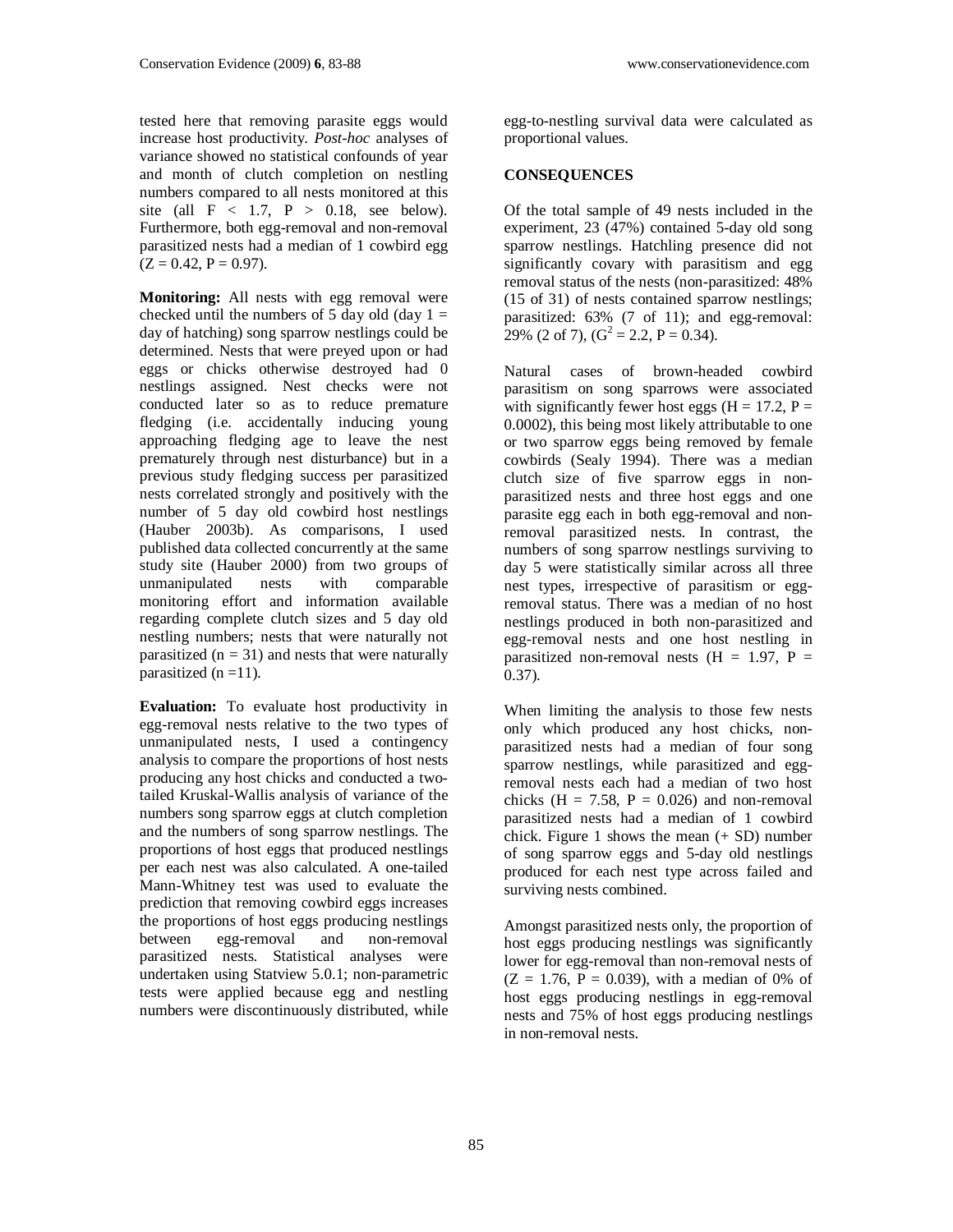tested here that removing parasite eggs would increase host productivity. *Post-hoc* analyses of variance showed no statistical confounds of year and month of clutch completion on nestling numbers compared to all nests monitored at this site (all $F < 1.7$, $P > 0.18$, see below). Furthermore, both egg-removal and non-removal parasitized nests had a median of 1 cowbird egg ($Z = 0.42$, $P = 0.97$).

**Monitoring:** All nests with egg removal were checked until the numbers of 5 day old (day 1 = day of hatching) song sparrow nestlings could be determined. Nests that were preyed upon or had eggs or chicks otherwise destroyed had 0 nestlings assigned. Nest checks were not conducted later so as to reduce premature fledging (i.e. accidentally inducing young approaching fledging age to leave the nest prematurely through nest disturbance) but in a previous study fledging success per parasitized nests correlated strongly and positively with the number of 5 day old cowbird host nestlings (Hauber 2003b). As comparisons, I used published data collected concurrently at the same study site (Hauber 2000) from two groups of unmanipulated nests with comparable monitoring effort and information available regarding complete clutch sizes and 5 day old nestling numbers; nests that were naturally not parasitized ($n = 31$) and nests that were naturally parasitized ($n = 11$).

**Evaluation:** To evaluate host productivity in egg-removal nests relative to the two types of unmanipulated nests, I used a contingency analysis to compare the proportions of host nests producing any host chicks and conducted a two-tailed Kruskal-Wallis analysis of variance of the numbers song sparrow eggs at clutch completion and the numbers of song sparrow nestlings. The proportions of host eggs that produced nestlings per each nest was also calculated. A one-tailed Mann-Whitney test was used to evaluate the prediction that removing cowbird eggs increases the proportions of host eggs producing nestlings between egg-removal and non-removal parasitized nests. Statistical analyses were undertaken using Statview 5.0.1; non-parametric tests were applied because egg and nestling numbers were discontinuously distributed, while egg-to-nestling survival data were calculated as proportional values.

## CONSEQUENCES

Of the total sample of 49 nests included in the experiment, 23 (47%) contained 5-day old song sparrow nestlings. Hatchling presence did not significantly covary with parasitism and egg removal status of the nests (non-parasitized: 48% (15 of 31) of nests contained sparrow nestlings; parasitized: 63% (7 of 11); and egg-removal: 29% (2 of 7), ($G^2 = 2.2$, $P = 0.34$).

Natural cases of brown-headed cowbird parasitism on song sparrows were associated with significantly fewer host eggs ($H = 17.2$, $P = 0.0002$), this being most likely attributable to one or two sparrow eggs being removed by female cowbirds (Sealy 1994). There was a median clutch size of five sparrow eggs in non-parasitized nests and three host eggs and one parasite egg each in both egg-removal and non-removal parasitized nests. In contrast, the numbers of song sparrow nestlings surviving to day 5 were statistically similar across all three nest types, irrespective of parasitism or egg-removal status. There was a median of no host nestlings produced in both non-parasitized and egg-removal nests and one host nestling in parasitized non-removal nests ($H = 1.97$, $P = 0.37$).

When limiting the analysis to those few nests only which produced any host chicks, non-parasitized nests had a median of four song sparrow nestlings, while parasitized and egg-removal nests each had a median of two host chicks ($H = 7.58$, $P = 0.026$) and non-removal parasitized nests had a median of 1 cowbird chick. Figure 1 shows the mean (+ SD) number of song sparrow eggs and 5-day old nestlings produced for each nest type across failed and surviving nests combined.

Amongst parasitized nests only, the proportion of host eggs producing nestlings was significantly lower for egg-removal than non-removal nests of ($Z = 1.76$, $P = 0.039$), with a median of 0% of host eggs producing nestlings in egg-removal nests and 75% of host eggs producing nestlings in non-removal nests.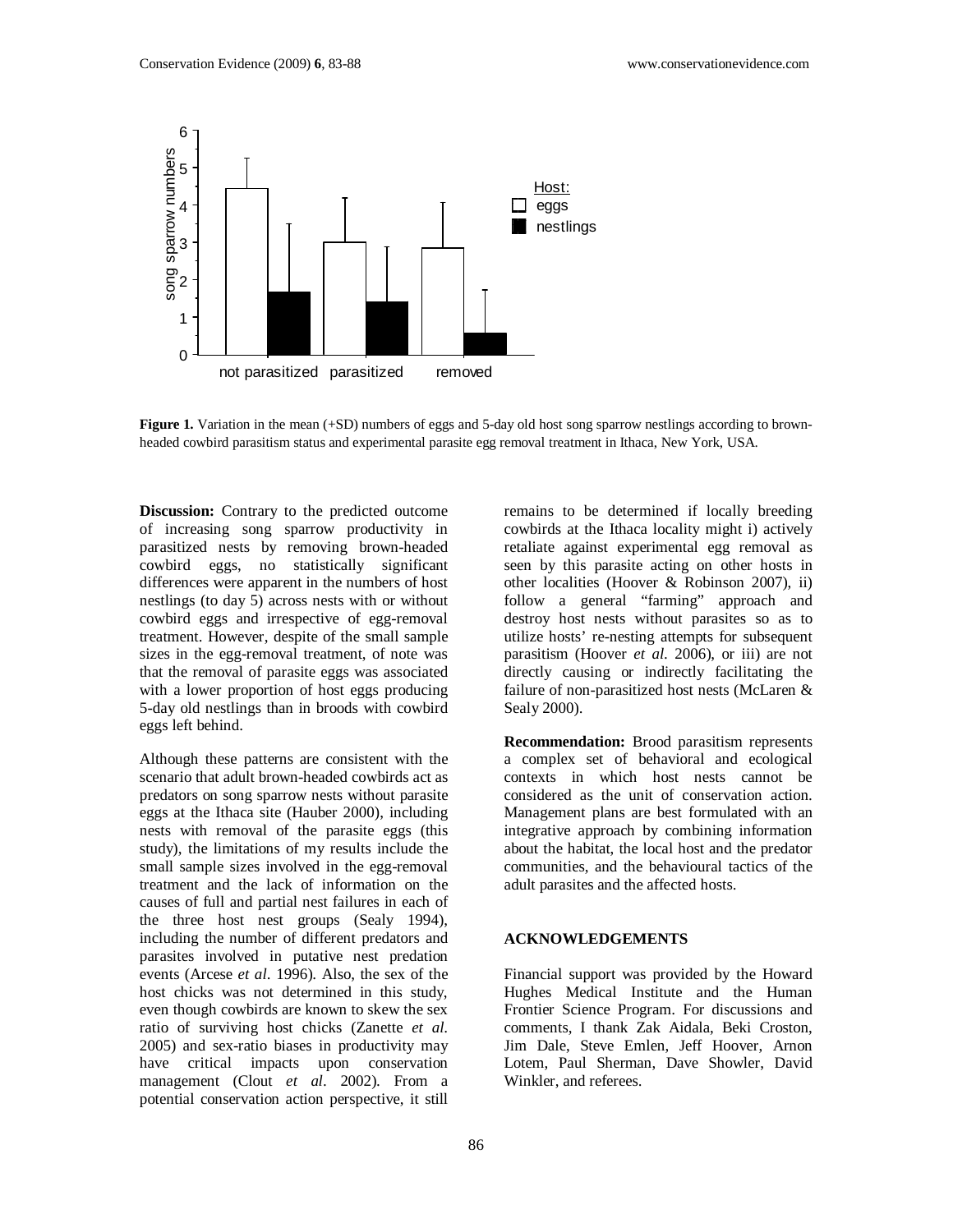**Figure 1.** Variation in the mean (+SD) numbers of eggs and 5-day old host song sparrow nestlings according to brown-headed cowbird parasitism status and experimental parasite egg removal treatment in Ithaca, New York, USA.

**Discussion:** Contrary to the predicted outcome of increasing song sparrow productivity in parasitized nests by removing brown-headed cowbird eggs, no statistically significant differences were apparent in the numbers of host nestlings (to day 5) across nests with or without cowbird eggs and irrespective of egg-removal treatment. However, despite of the small sample sizes in the egg-removal treatment, of note was that the removal of parasite eggs was associated with a lower proportion of host eggs producing 5-day old nestlings than in broods with cowbird eggs left behind.

Although these patterns are consistent with the scenario that adult brown-headed cowbirds act as predators on song sparrow nests without parasite eggs at the Ithaca site (Hauber 2000), including nests with removal of the parasite eggs (this study), the limitations of my results include the small sample sizes involved in the egg-removal treatment and the lack of information on the causes of full and partial nest failures in each of the three host nest groups (Sealy 1994), including the number of different predators and parasites involved in putative nest predation events (Arcese *et al.* 1996). Also, the sex of the host chicks was not determined in this study, even though cowbirds are known to skew the sex ratio of surviving host chicks (Zanette *et al.* 2005) and sex-ratio biases in productivity may have critical impacts upon conservation management (Clout *et al.* 2002). From a potential conservation action perspective, it still remains to be determined if locally breeding cowbirds at the Ithaca locality might i) actively retaliate against experimental egg removal as seen by this parasite acting on other hosts in other localities (Hoover & Robinson 2007), ii) follow a general "farming" approach and destroy host nests without parasites so as to utilize hosts' re-nesting attempts for subsequent parasitism (Hoover *et al.* 2006), or iii) are not directly causing or indirectly facilitating the failure of non-parasitized host nests (McLaren & Sealy 2000).

**Recommendation:** Brood parasitism represents a complex set of behavioral and ecological contexts in which host nests cannot be considered as the unit of conservation action. Management plans are best formulated with an integrative approach by combining information about the habitat, the local host and the predator communities, and the behavioural tactics of the adult parasites and the affected hosts.

## ACKNOWLEDGEMENTS

Financial support was provided by the Howard Hughes Medical Institute and the Human Frontier Science Program. For discussions and comments, I thank Zak Aidala, Beki Croston, Jim Dale, Steve Emlen, Jeff Hoover, Arnon Lotem, Paul Sherman, Dave Showler, David Winkler, and referees.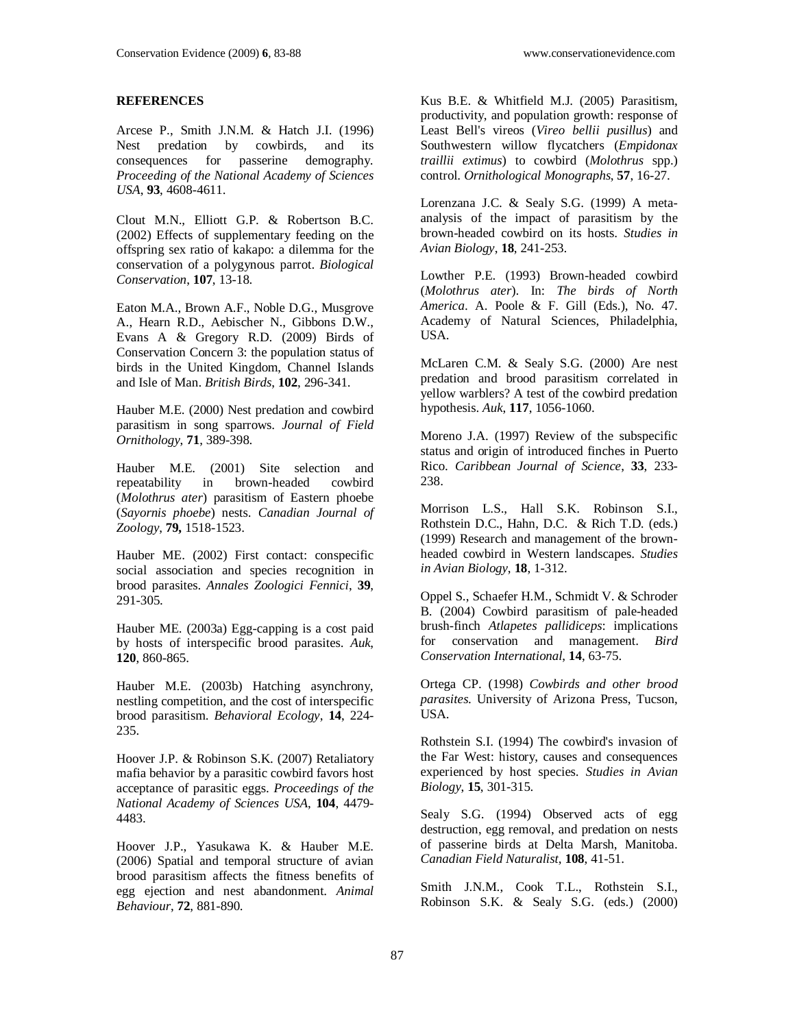## REFERENCES

Arcese P., Smith J.N.M. & Hatch J.I. (1996) Nest predation by cowbirds, and its consequences for passerine demography. *Proceeding of the National Academy of Sciences USA*, **93**, 4608-4611.

Clout M.N., Elliott G.P. & Robertson B.C. (2002) Effects of supplementary feeding on the offspring sex ratio of kakapo: a dilemma for the conservation of a polygynous parrot. *Biological Conservation*, **107**, 13-18.

Eaton M.A., Brown A.F., Noble D.G., Musgrove A., Hearn R.D., Aebischer N., Gibbons D.W., Evans A & Gregory R.D. (2009) Birds of Conservation Concern 3: the population status of birds in the United Kingdom, Channel Islands and Isle of Man. *British Birds*, **102**, 296-341.

Hauber M.E. (2000) Nest predation and cowbird parasitism in song sparrows. *Journal of Field Ornithology*, **71**, 389-398.

Hauber M.E. (2001) Site selection and repeatability in brown-headed cowbird (*Molothrus ater*) parasitism of Eastern phoebe (*Sayornis phoebe*) nests. *Canadian Journal of Zoology*, **79,** 1518-1523.

Hauber ME. (2002) First contact: conspecific social association and species recognition in brood parasites. *Annales Zoologici Fennici*, **39**, 291-305.

Hauber ME. (2003a) Egg-capping is a cost paid by hosts of interspecific brood parasites. *Auk*, **120**, 860-865.

Hauber M.E. (2003b) Hatching asynchrony, nestling competition, and the cost of interspecific brood parasitism. *Behavioral Ecology*, **14**, 224-235.

Hoover J.P. & Robinson S.K. (2007) Retaliatory mafia behavior by a parasitic cowbird favors host acceptance of parasitic eggs. *Proceedings of the National Academy of Sciences USA*, **104**, 4479-4483.

Hoover J.P., Yasukawa K. & Hauber M.E. (2006) Spatial and temporal structure of avian brood parasitism affects the fitness benefits of egg ejection and nest abandonment. *Animal Behaviour*, **72**, 881-890.

Kus B.E. & Whitfield M.J. (2005) Parasitism, productivity, and population growth: response of Least Bell's vireos (*Vireo bellii pusillus*) and Southwestern willow flycatchers (*Empidonax traillii extimus*) to cowbird (*Molothrus* spp.) control. *Ornithological Monographs*, **57**, 16-27.

Lorenzana J.C. & Sealy S.G. (1999) A meta-analysis of the impact of parasitism by the brown-headed cowbird on its hosts. *Studies in Avian Biology*, **18**, 241-253.

Lowther P.E. (1993) Brown-headed cowbird (*Molothrus ater*). In: *The birds of North America*. A. Poole & F. Gill (Eds.), No. 47. Academy of Natural Sciences, Philadelphia, USA.

McLaren C.M. & Sealy S.G. (2000) Are nest predation and brood parasitism correlated in yellow warblers? A test of the cowbird predation hypothesis. *Auk*, **117**, 1056-1060.

Moreno J.A. (1997) Review of the subspecific status and origin of introduced finches in Puerto Rico. *Caribbean Journal of Science*, **33**, 233-238.

Morrison L.S., Hall S.K. Robinson S.I., Rothstein D.C., Hahn, D.C. & Rich T.D. (eds.) (1999) Research and management of the brown-headed cowbird in Western landscapes. *Studies in Avian Biology*, **18**, 1-312.

Oppel S., Schaefer H.M., Schmidt V. & Schroder B. (2004) Cowbird parasitism of pale-headed brush-finch *Atlapetes pallidiceps*: implications for conservation and management. *Bird Conservation International*, **14**, 63-75.

Ortega CP. (1998) *Cowbirds and other brood parasites.* University of Arizona Press, Tucson, USA.

Rothstein S.I. (1994) The cowbird's invasion of the Far West: history, causes and consequences experienced by host species. *Studies in Avian Biology*, **15**, 301-315.

Sealy S.G. (1994) Observed acts of egg destruction, egg removal, and predation on nests of passerine birds at Delta Marsh, Manitoba. *Canadian Field Naturalist*, **108**, 41-51.

Smith J.N.M., Cook T.L., Rothstein S.I., Robinson S.K. & Sealy S.G. (eds.) (2000)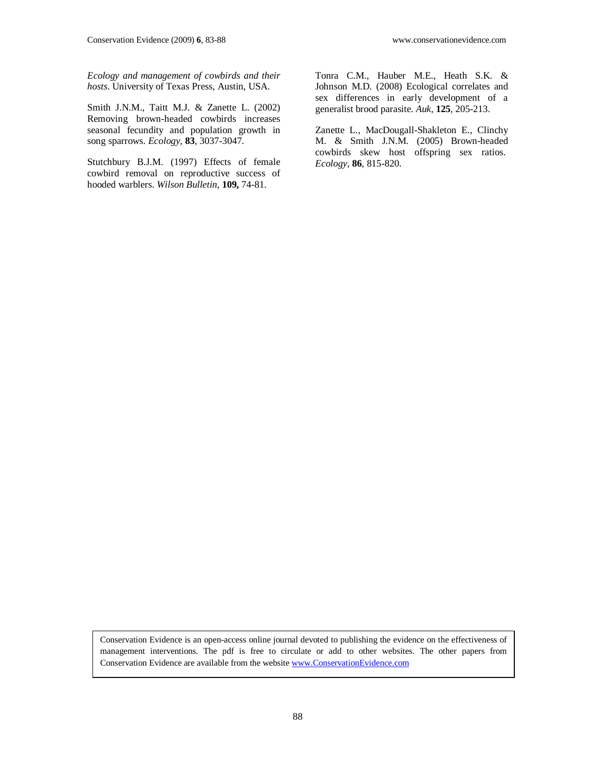*Ecology and management of cowbirds and their hosts*. University of Texas Press, Austin, USA.

Smith J.N.M., Taitt M.J. & Zanette L. (2002) Removing brown-headed cowbirds increases seasonal fecundity and population growth in song sparrows. *Ecology*, **83**, 3037-3047.

Stutchbury B.J.M. (1997) Effects of female cowbird removal on reproductive success of hooded warblers. *Wilson Bulletin*, **109,** 74-81.

Tonra C.M., Hauber M.E., Heath S.K. & Johnson M.D. (2008) Ecological correlates and sex differences in early development of a generalist brood parasite. *Auk*, **125**, 205-213.

Zanette L., MacDougall-Shakleton E., Clinchy M. & Smith J.N.M. (2005) Brown-headed cowbirds skew host offspring sex ratios. *Ecology*, **86**, 815-820.

Conservation Evidence is an open-access online journal devoted to publishing the evidence on the effectiveness of management interventions. The pdf is free to circulate or add to other websites. The other papers from Conservation Evidence are available from the website [www.ConservationEvidence.com](http://www.ConservationEvidence.com)